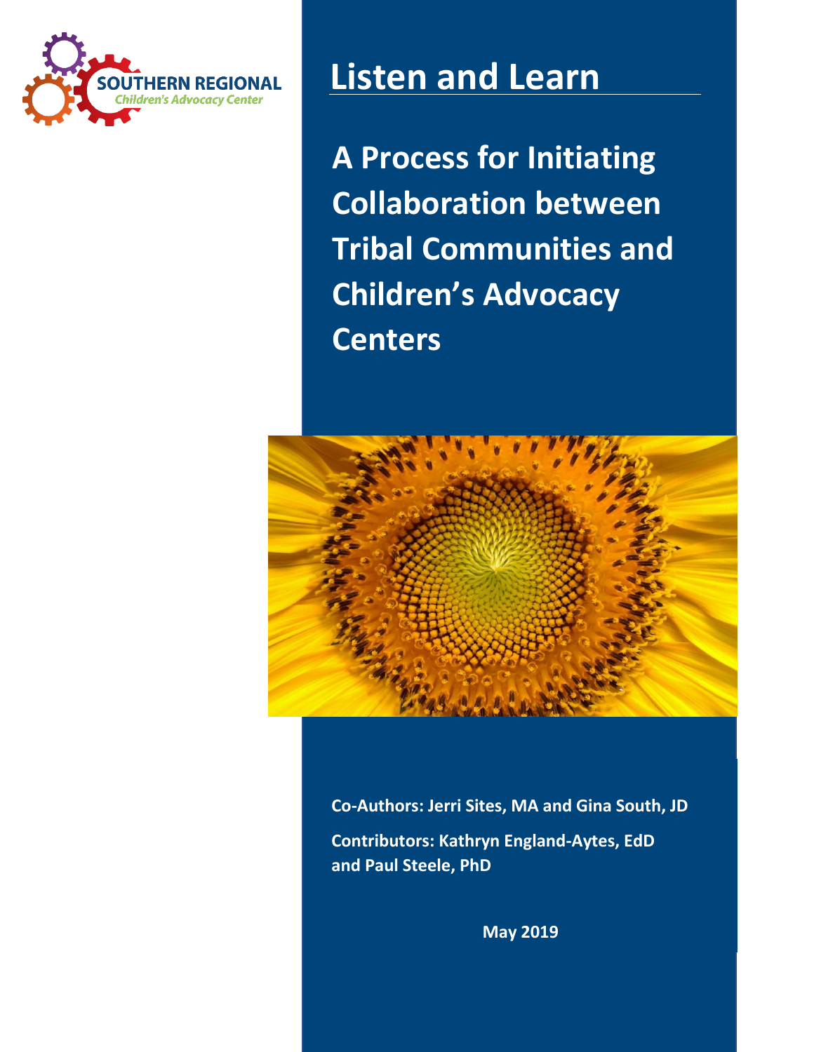SOUTHERN REGIONAL
*Children's Advocacy Center*

# Listen and Learn

## A Process for Initiating Collaboration between Tribal Communities and Children's Advocacy Centers

**Co-Authors: Jerri Sites, MA and Gina South, JD**

**Contributors: Kathryn England-Aytes, EdD and Paul Steele, PhD**

**May 2019**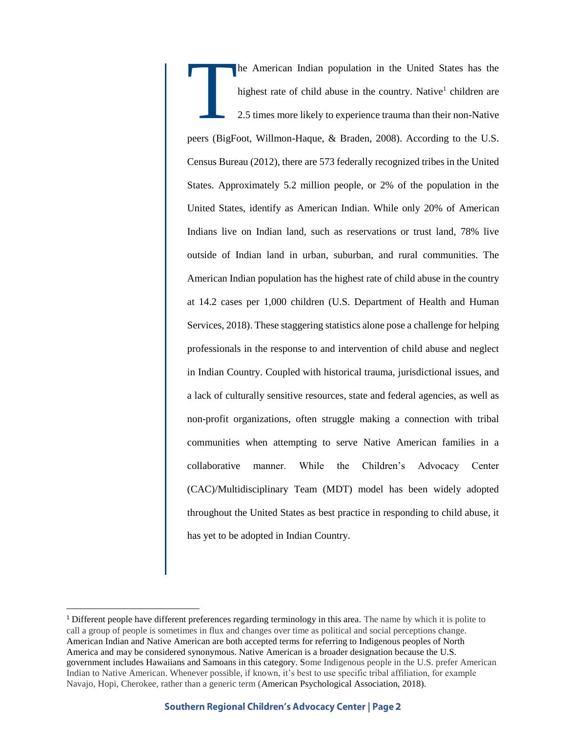The American Indian population in the United States has the highest rate of child abuse in the country. Native[1] children are 2.5 times more likely to experience trauma than their non-Native peers (BigFoot, Willmon-Haque, & Braden, 2008). According to the U.S. Census Bureau (2012), there are 573 federally recognized tribes in the United States. Approximately 5.2 million people, or 2% of the population in the United States, identify as American Indian. While only 20% of American Indians live on Indian land, such as reservations or trust land, 78% live outside of Indian land in urban, suburban, and rural communities. The American Indian population has the highest rate of child abuse in the country at 14.2 cases per 1,000 children (U.S. Department of Health and Human Services, 2018). These staggering statistics alone pose a challenge for helping professionals in the response to and intervention of child abuse and neglect in Indian Country. Coupled with historical trauma, jurisdictional issues, and a lack of culturally sensitive resources, state and federal agencies, as well as non-profit organizations, often struggle making a connection with tribal communities when attempting to serve Native American families in a collaborative manner. While the Children's Advocacy Center (CAC)/Multidisciplinary Team (MDT) model has been widely adopted throughout the United States as best practice in responding to child abuse, it has yet to be adopted in Indian Country.

---

[1] Different people have different preferences regarding terminology in this area. The name by which it is polite to call a group of people is sometimes in flux and changes over time as political and social perceptions change. American Indian and Native American are both accepted terms for referring to Indigenous peoples of North America and may be considered synonymous. Native American is a broader designation because the U.S. government includes Hawaiians and Samoans in this category. Some Indigenous people in the U.S. prefer American Indian to Native American. Whenever possible, if known, it's best to use specific tribal affiliation, for example Navajo, Hopi, Cherokee, rather than a generic term (American Psychological Association, 2018).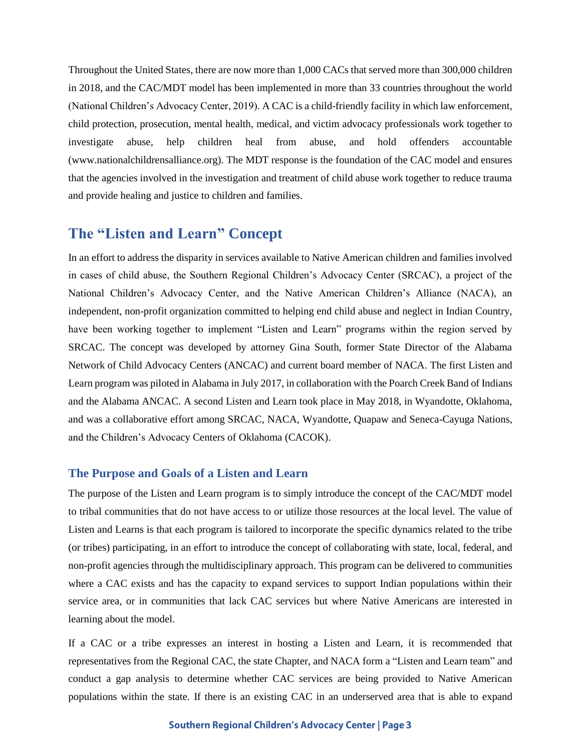Throughout the United States, there are now more than 1,000 CACs that served more than 300,000 children in 2018, and the CAC/MDT model has been implemented in more than 33 countries throughout the world (National Children's Advocacy Center, 2019). A CAC is a child-friendly facility in which law enforcement, child protection, prosecution, mental health, medical, and victim advocacy professionals work together to investigate abuse, help children heal from abuse, and hold offenders accountable (www.nationalchildrensalliance.org). The MDT response is the foundation of the CAC model and ensures that the agencies involved in the investigation and treatment of child abuse work together to reduce trauma and provide healing and justice to children and families.

## The "Listen and Learn" Concept

In an effort to address the disparity in services available to Native American children and families involved in cases of child abuse, the Southern Regional Children's Advocacy Center (SRCAC), a project of the National Children's Advocacy Center, and the Native American Children's Alliance (NACA), an independent, non-profit organization committed to helping end child abuse and neglect in Indian Country, have been working together to implement "Listen and Learn" programs within the region served by SRCAC. The concept was developed by attorney Gina South, former State Director of the Alabama Network of Child Advocacy Centers (ANCAC) and current board member of NACA. The first Listen and Learn program was piloted in Alabama in July 2017, in collaboration with the Poarch Creek Band of Indians and the Alabama ANCAC. A second Listen and Learn took place in May 2018, in Wyandotte, Oklahoma, and was a collaborative effort among SRCAC, NACA, Wyandotte, Quapaw and Seneca-Cayuga Nations, and the Children's Advocacy Centers of Oklahoma (CACOK).

### The Purpose and Goals of a Listen and Learn

The purpose of the Listen and Learn program is to simply introduce the concept of the CAC/MDT model to tribal communities that do not have access to or utilize those resources at the local level. The value of Listen and Learns is that each program is tailored to incorporate the specific dynamics related to the tribe (or tribes) participating, in an effort to introduce the concept of collaborating with state, local, federal, and non-profit agencies through the multidisciplinary approach. This program can be delivered to communities where a CAC exists and has the capacity to expand services to support Indian populations within their service area, or in communities that lack CAC services but where Native Americans are interested in learning about the model.

If a CAC or a tribe expresses an interest in hosting a Listen and Learn, it is recommended that representatives from the Regional CAC, the state Chapter, and NACA form a "Listen and Learn team" and conduct a gap analysis to determine whether CAC services are being provided to Native American populations within the state. If there is an existing CAC in an underserved area that is able to expand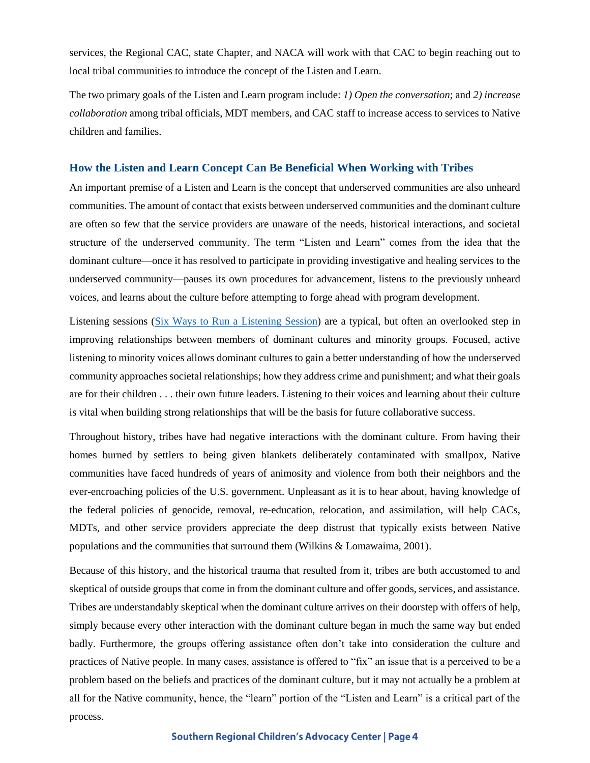services, the Regional CAC, state Chapter, and NACA will work with that CAC to begin reaching out to local tribal communities to introduce the concept of the Listen and Learn.

The two primary goals of the Listen and Learn program include: *1) Open the conversation*; and *2) increase collaboration* among tribal officials, MDT members, and CAC staff to increase access to services to Native children and families.

## How the Listen and Learn Concept Can Be Beneficial When Working with Tribes

An important premise of a Listen and Learn is the concept that underserved communities are also unheard communities. The amount of contact that exists between underserved communities and the dominant culture are often so few that the service providers are unaware of the needs, historical interactions, and societal structure of the underserved community. The term "Listen and Learn" comes from the idea that the dominant culture—once it has resolved to participate in providing investigative and healing services to the underserved community—pauses its own procedures for advancement, listens to the previously unheard voices, and learns about the culture before attempting to forge ahead with program development.

Listening sessions (Six Ways to Run a Listening Session) are a typical, but often an overlooked step in improving relationships between members of dominant cultures and minority groups. Focused, active listening to minority voices allows dominant cultures to gain a better understanding of how the underserved community approaches societal relationships; how they address crime and punishment; and what their goals are for their children . . . their own future leaders. Listening to their voices and learning about their culture is vital when building strong relationships that will be the basis for future collaborative success.

Throughout history, tribes have had negative interactions with the dominant culture. From having their homes burned by settlers to being given blankets deliberately contaminated with smallpox, Native communities have faced hundreds of years of animosity and violence from both their neighbors and the ever-encroaching policies of the U.S. government. Unpleasant as it is to hear about, having knowledge of the federal policies of genocide, removal, re-education, relocation, and assimilation, will help CACs, MDTs, and other service providers appreciate the deep distrust that typically exists between Native populations and the communities that surround them (Wilkins & Lomawaima, 2001).

Because of this history, and the historical trauma that resulted from it, tribes are both accustomed to and skeptical of outside groups that come in from the dominant culture and offer goods, services, and assistance. Tribes are understandably skeptical when the dominant culture arrives on their doorstep with offers of help, simply because every other interaction with the dominant culture began in much the same way but ended badly. Furthermore, the groups offering assistance often don't take into consideration the culture and practices of Native people. In many cases, assistance is offered to "fix" an issue that is a perceived to be a problem based on the beliefs and practices of the dominant culture, but it may not actually be a problem at all for the Native community, hence, the "learn" portion of the "Listen and Learn" is a critical part of the process.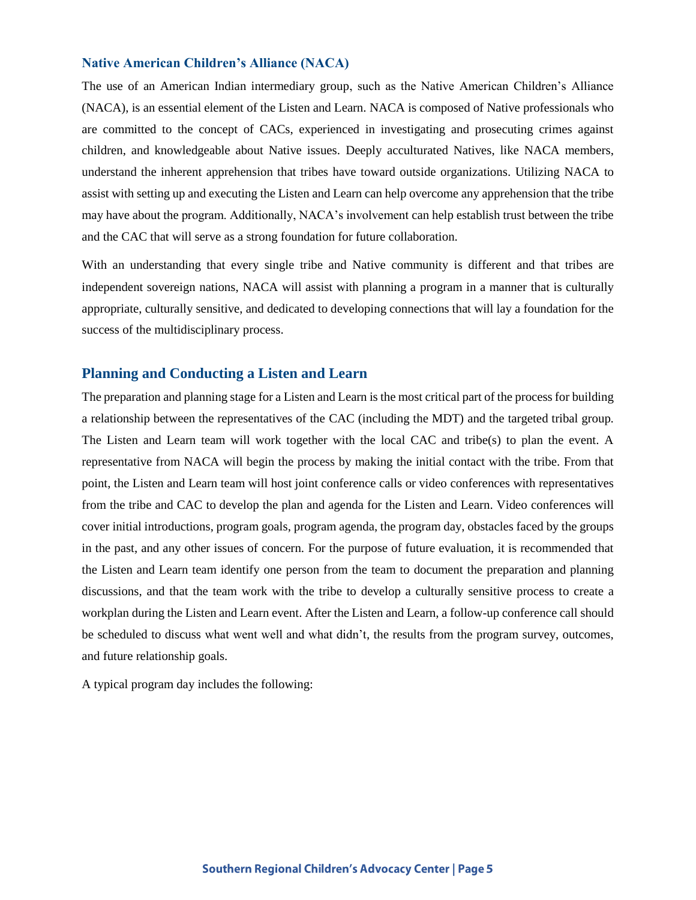### Native American Children's Alliance (NACA)

The use of an American Indian intermediary group, such as the Native American Children's Alliance (NACA), is an essential element of the Listen and Learn. NACA is composed of Native professionals who are committed to the concept of CACs, experienced in investigating and prosecuting crimes against children, and knowledgeable about Native issues. Deeply acculturated Natives, like NACA members, understand the inherent apprehension that tribes have toward outside organizations. Utilizing NACA to assist with setting up and executing the Listen and Learn can help overcome any apprehension that the tribe may have about the program. Additionally, NACA's involvement can help establish trust between the tribe and the CAC that will serve as a strong foundation for future collaboration.

With an understanding that every single tribe and Native community is different and that tribes are independent sovereign nations, NACA will assist with planning a program in a manner that is culturally appropriate, culturally sensitive, and dedicated to developing connections that will lay a foundation for the success of the multidisciplinary process.

## Planning and Conducting a Listen and Learn

The preparation and planning stage for a Listen and Learn is the most critical part of the process for building a relationship between the representatives of the CAC (including the MDT) and the targeted tribal group. The Listen and Learn team will work together with the local CAC and tribe(s) to plan the event. A representative from NACA will begin the process by making the initial contact with the tribe. From that point, the Listen and Learn team will host joint conference calls or video conferences with representatives from the tribe and CAC to develop the plan and agenda for the Listen and Learn. Video conferences will cover initial introductions, program goals, program agenda, the program day, obstacles faced by the groups in the past, and any other issues of concern. For the purpose of future evaluation, it is recommended that the Listen and Learn team identify one person from the team to document the preparation and planning discussions, and that the team work with the tribe to develop a culturally sensitive process to create a workplan during the Listen and Learn event. After the Listen and Learn, a follow-up conference call should be scheduled to discuss what went well and what didn't, the results from the program survey, outcomes, and future relationship goals.

A typical program day includes the following: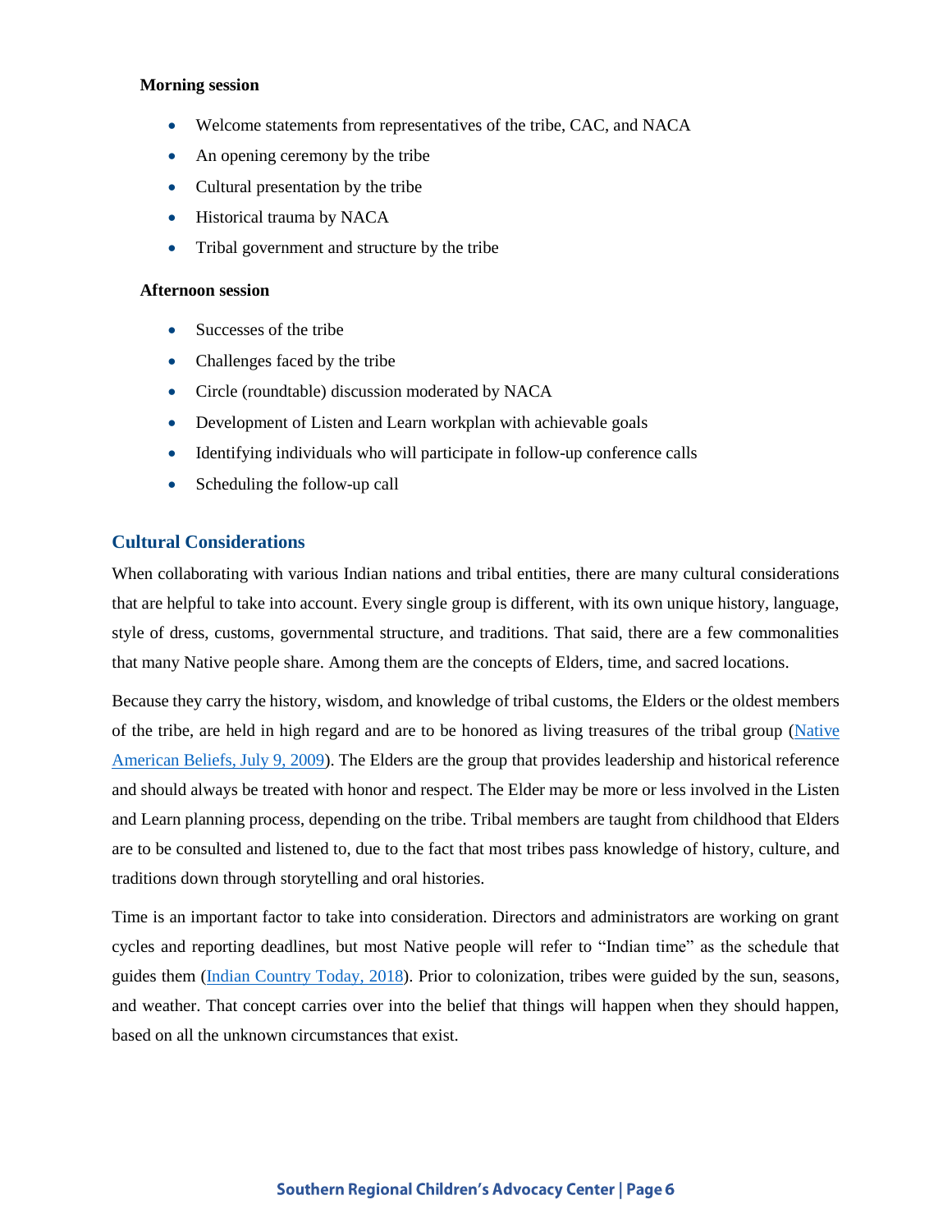**Morning session**

- Welcome statements from representatives of the tribe, CAC, and NACA
- An opening ceremony by the tribe
- Cultural presentation by the tribe
- Historical trauma by NACA
- Tribal government and structure by the tribe

**Afternoon session**

- Successes of the tribe
- Challenges faced by the tribe
- Circle (roundtable) discussion moderated by NACA
- Development of Listen and Learn workplan with achievable goals
- Identifying individuals who will participate in follow-up conference calls
- Scheduling the follow-up call

## Cultural Considerations

When collaborating with various Indian nations and tribal entities, there are many cultural considerations that are helpful to take into account. Every single group is different, with its own unique history, language, style of dress, customs, governmental structure, and traditions. That said, there are a few commonalities that many Native people share. Among them are the concepts of Elders, time, and sacred locations.

Because they carry the history, wisdom, and knowledge of tribal customs, the Elders or the oldest members of the tribe, are held in high regard and are to be honored as living treasures of the tribal group (Native American Beliefs, July 9, 2009). The Elders are the group that provides leadership and historical reference and should always be treated with honor and respect. The Elder may be more or less involved in the Listen and Learn planning process, depending on the tribe. Tribal members are taught from childhood that Elders are to be consulted and listened to, due to the fact that most tribes pass knowledge of history, culture, and traditions down through storytelling and oral histories.

Time is an important factor to take into consideration. Directors and administrators are working on grant cycles and reporting deadlines, but most Native people will refer to "Indian time" as the schedule that guides them (Indian Country Today, 2018). Prior to colonization, tribes were guided by the sun, seasons, and weather. That concept carries over into the belief that things will happen when they should happen, based on all the unknown circumstances that exist.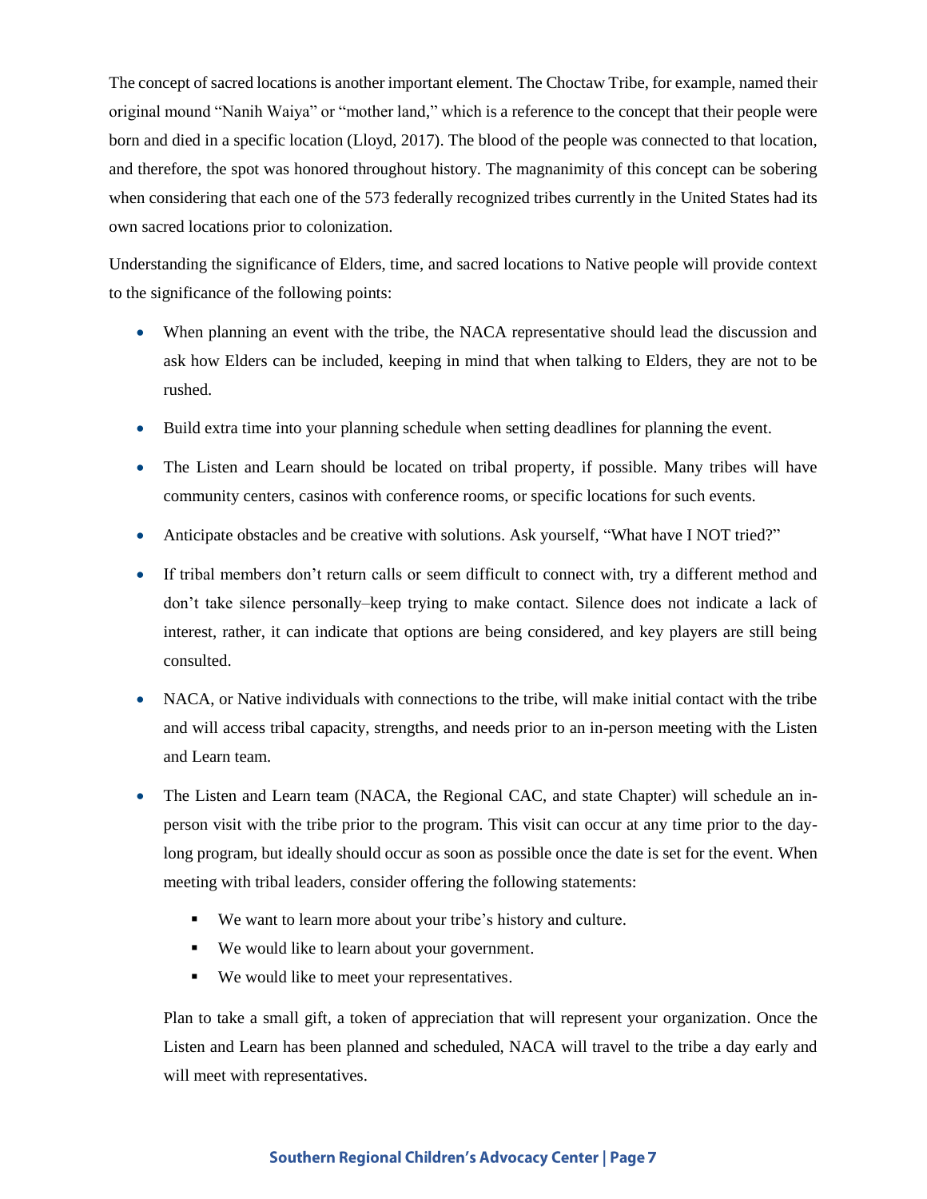The concept of sacred locations is another important element. The Choctaw Tribe, for example, named their original mound "Nanih Waiya" or "mother land," which is a reference to the concept that their people were born and died in a specific location (Lloyd, 2017). The blood of the people was connected to that location, and therefore, the spot was honored throughout history. The magnanimity of this concept can be sobering when considering that each one of the 573 federally recognized tribes currently in the United States had its own sacred locations prior to colonization.

Understanding the significance of Elders, time, and sacred locations to Native people will provide context to the significance of the following points:

- When planning an event with the tribe, the NACA representative should lead the discussion and ask how Elders can be included, keeping in mind that when talking to Elders, they are not to be rushed.
- Build extra time into your planning schedule when setting deadlines for planning the event.
- The Listen and Learn should be located on tribal property, if possible. Many tribes will have community centers, casinos with conference rooms, or specific locations for such events.
- Anticipate obstacles and be creative with solutions. Ask yourself, "What have I NOT tried?"
- If tribal members don't return calls or seem difficult to connect with, try a different method and don't take silence personally–keep trying to make contact. Silence does not indicate a lack of interest, rather, it can indicate that options are being considered, and key players are still being consulted.
- NACA, or Native individuals with connections to the tribe, will make initial contact with the tribe and will access tribal capacity, strengths, and needs prior to an in-person meeting with the Listen and Learn team.
- The Listen and Learn team (NACA, the Regional CAC, and state Chapter) will schedule an in-person visit with the tribe prior to the program. This visit can occur at any time prior to the day-long program, but ideally should occur as soon as possible once the date is set for the event. When meeting with tribal leaders, consider offering the following statements:
  - We want to learn more about your tribe's history and culture.
  - We would like to learn about your government.
  - We would like to meet your representatives.

  Plan to take a small gift, a token of appreciation that will represent your organization. Once the Listen and Learn has been planned and scheduled, NACA will travel to the tribe a day early and will meet with representatives.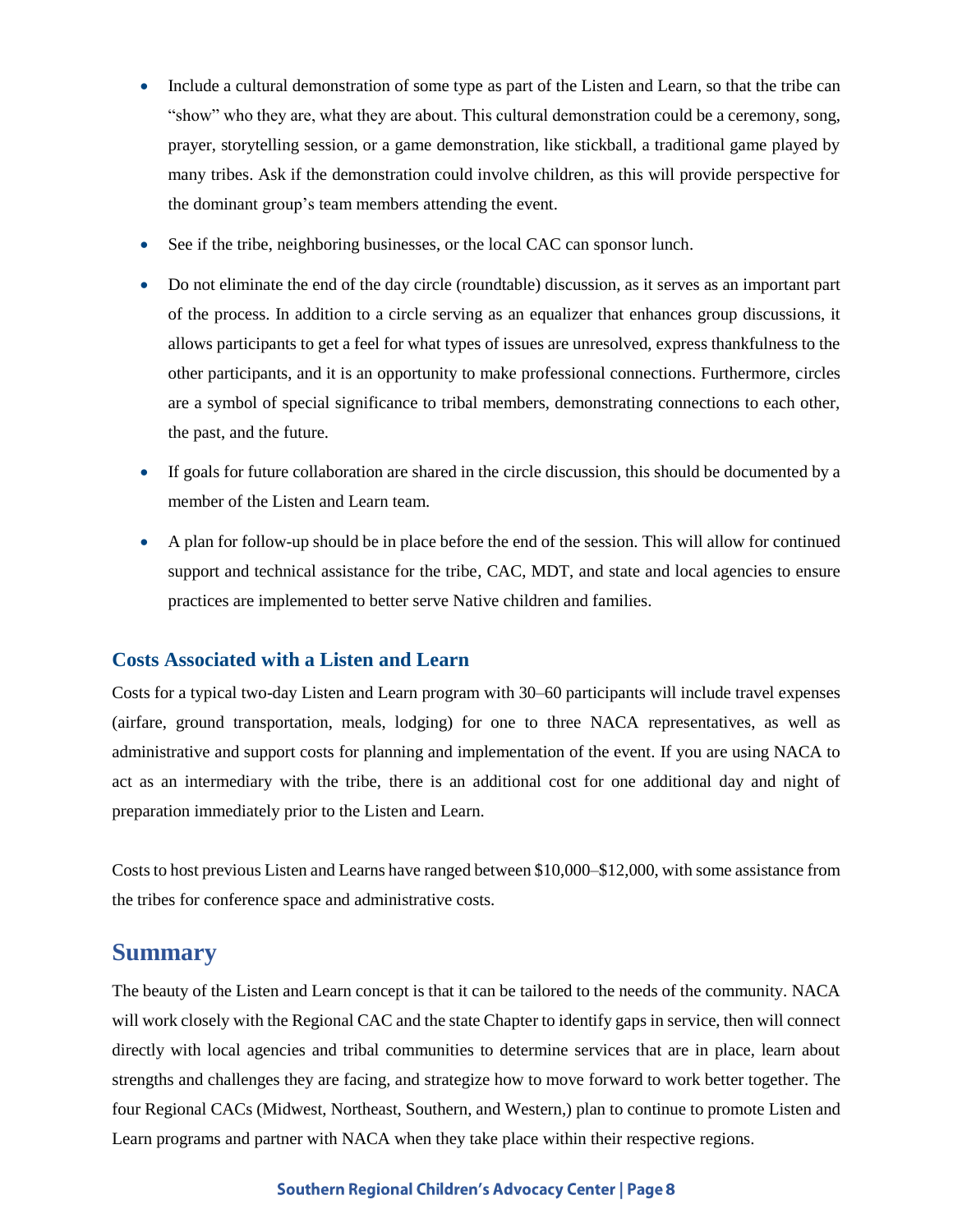- Include a cultural demonstration of some type as part of the Listen and Learn, so that the tribe can "show" who they are, what they are about. This cultural demonstration could be a ceremony, song, prayer, storytelling session, or a game demonstration, like stickball, a traditional game played by many tribes. Ask if the demonstration could involve children, as this will provide perspective for the dominant group's team members attending the event.
- See if the tribe, neighboring businesses, or the local CAC can sponsor lunch.
- Do not eliminate the end of the day circle (roundtable) discussion, as it serves as an important part of the process. In addition to a circle serving as an equalizer that enhances group discussions, it allows participants to get a feel for what types of issues are unresolved, express thankfulness to the other participants, and it is an opportunity to make professional connections. Furthermore, circles are a symbol of special significance to tribal members, demonstrating connections to each other, the past, and the future.
- If goals for future collaboration are shared in the circle discussion, this should be documented by a member of the Listen and Learn team.
- A plan for follow-up should be in place before the end of the session. This will allow for continued support and technical assistance for the tribe, CAC, MDT, and state and local agencies to ensure practices are implemented to better serve Native children and families.

### Costs Associated with a Listen and Learn

Costs for a typical two-day Listen and Learn program with 30–60 participants will include travel expenses (airfare, ground transportation, meals, lodging) for one to three NACA representatives, as well as administrative and support costs for planning and implementation of the event. If you are using NACA to act as an intermediary with the tribe, there is an additional cost for one additional day and night of preparation immediately prior to the Listen and Learn.

Costs to host previous Listen and Learns have ranged between $10,000–$12,000, with some assistance from the tribes for conference space and administrative costs.

## Summary

The beauty of the Listen and Learn concept is that it can be tailored to the needs of the community. NACA will work closely with the Regional CAC and the state Chapter to identify gaps in service, then will connect directly with local agencies and tribal communities to determine services that are in place, learn about strengths and challenges they are facing, and strategize how to move forward to work better together. The four Regional CACs (Midwest, Northeast, Southern, and Western,) plan to continue to promote Listen and Learn programs and partner with NACA when they take place within their respective regions.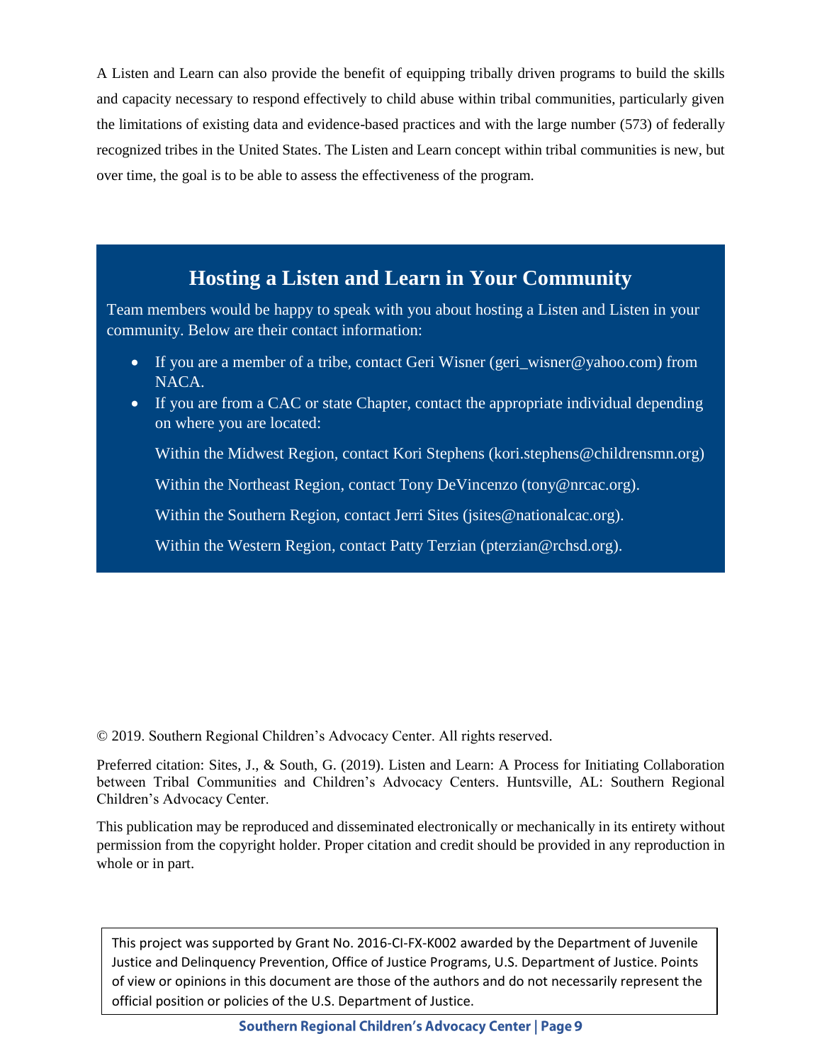A Listen and Learn can also provide the benefit of equipping tribally driven programs to build the skills and capacity necessary to respond effectively to child abuse within tribal communities, particularly given the limitations of existing data and evidence-based practices and with the large number (573) of federally recognized tribes in the United States. The Listen and Learn concept within tribal communities is new, but over time, the goal is to be able to assess the effectiveness of the program.

## Hosting a Listen and Learn in Your Community

Team members would be happy to speak with you about hosting a Listen and Listen in your community. Below are their contact information:

- If you are a member of a tribe, contact Geri Wisner (geri_wisner@yahoo.com) from NACA.
- If you are from a CAC or state Chapter, contact the appropriate individual depending on where you are located:

  Within the Midwest Region, contact Kori Stephens (kori.stephens@childrensmn.org)

  Within the Northeast Region, contact Tony DeVincenzo (tony@nrcac.org).

  Within the Southern Region, contact Jerri Sites (jsites@nationalcac.org).

  Within the Western Region, contact Patty Terzian (pterzian@rchsd.org).

© 2019. Southern Regional Children's Advocacy Center. All rights reserved.

Preferred citation: Sites, J., & South, G. (2019). Listen and Learn: A Process for Initiating Collaboration between Tribal Communities and Children's Advocacy Centers. Huntsville, AL: Southern Regional Children's Advocacy Center.

This publication may be reproduced and disseminated electronically or mechanically in its entirety without permission from the copyright holder. Proper citation and credit should be provided in any reproduction in whole or in part.

This project was supported by Grant No. 2016-CI-FX-K002 awarded by the Department of Juvenile Justice and Delinquency Prevention, Office of Justice Programs, U.S. Department of Justice. Points of view or opinions in this document are those of the authors and do not necessarily represent the official position or policies of the U.S. Department of Justice.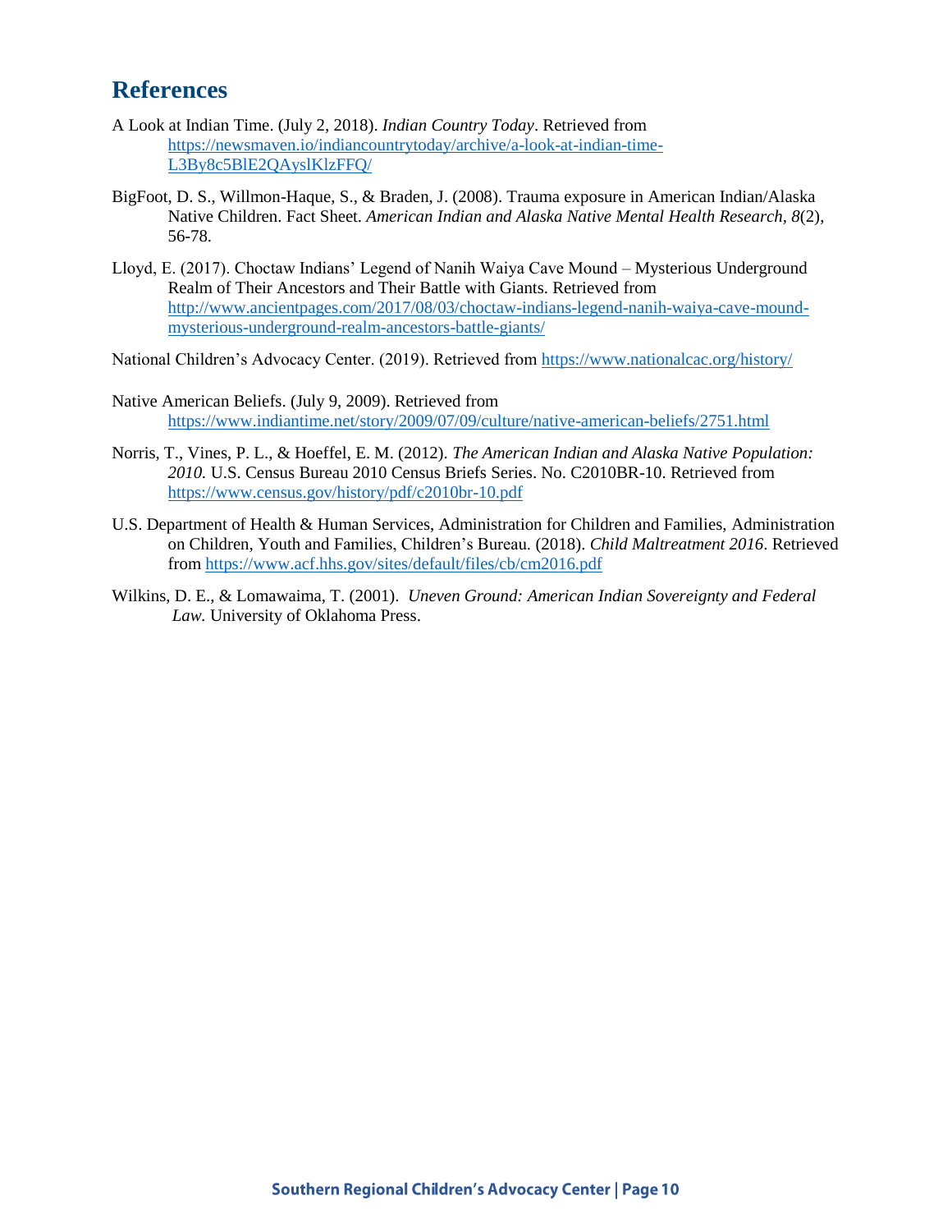## References

A Look at Indian Time. (July 2, 2018). *Indian Country Today*. Retrieved from https://newsmaven.io/indiancountrytoday/archive/a-look-at-indian-time-L3By8c5BlE2QAyslKlzFFQ/

BigFoot, D. S., Willmon-Haque, S., & Braden, J. (2008). Trauma exposure in American Indian/Alaska Native Children. Fact Sheet. *American Indian and Alaska Native Mental Health Research, 8*(2), 56-78.

Lloyd, E. (2017). Choctaw Indians' Legend of Nanih Waiya Cave Mound – Mysterious Underground Realm of Their Ancestors and Their Battle with Giants. Retrieved from http://www.ancientpages.com/2017/08/03/choctaw-indians-legend-nanih-waiya-cave-mound-mysterious-underground-realm-ancestors-battle-giants/

National Children's Advocacy Center. (2019). Retrieved from https://www.nationalcac.org/history/

Native American Beliefs. (July 9, 2009). Retrieved from https://www.indiantime.net/story/2009/07/09/culture/native-american-beliefs/2751.html

Norris, T., Vines, P. L., & Hoeffel, E. M. (2012). *The American Indian and Alaska Native Population: 2010.* U.S. Census Bureau 2010 Census Briefs Series. No. C2010BR-10. Retrieved from https://www.census.gov/history/pdf/c2010br-10.pdf

U.S. Department of Health & Human Services, Administration for Children and Families, Administration on Children, Youth and Families, Children's Bureau. (2018). *Child Maltreatment 2016*. Retrieved from https://www.acf.hhs.gov/sites/default/files/cb/cm2016.pdf

Wilkins, D. E., & Lomawaima, T. (2001). *Uneven Ground: American Indian Sovereignty and Federal Law.* University of Oklahoma Press.